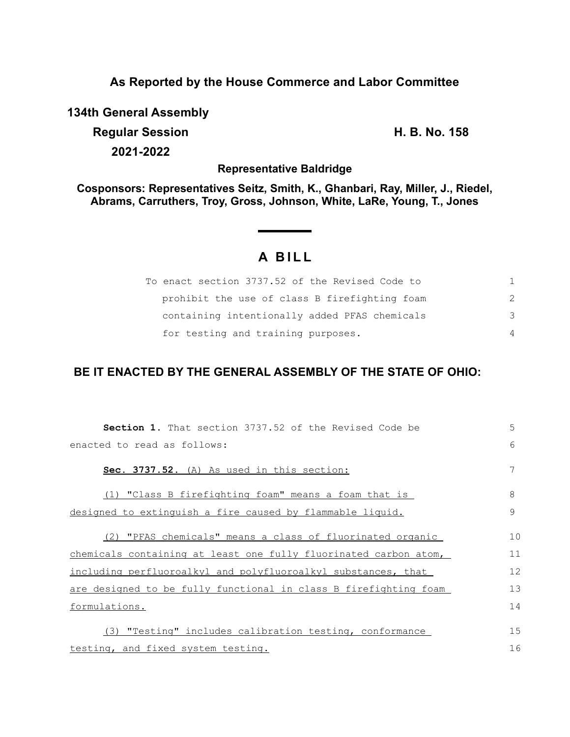**As Reported by the House Commerce and Labor Committee**

**134th General Assembly**

**Regular Session** **H. B. No. 158**

**2021-2022**

**Representative Baldridge**

**Cosponsors: Representatives Seitz, Smith, K., Ghanbari, Ray, Miller, J., Riedel, Abrams, Carruthers, Troy, Gross, Johnson, White, LaRe, Young, T., Jones**

# A BILL

To enact section 3737.52 of the Revised Code to prohibit the use of class B firefighting foam containing intentionally added PFAS chemicals for testing and training purposes.

**BE IT ENACTED BY THE GENERAL ASSEMBLY OF THE STATE OF OHIO:**

**Section 1.** That section 3737.52 of the Revised Code be enacted to read as follows:

**Sec. 3737.52.** (A) As used in this section:

(1) "Class B firefighting foam" means a foam that is designed to extinguish a fire caused by flammable liquid.

(2) "PFAS chemicals" means a class of fluorinated organic chemicals containing at least one fully fluorinated carbon atom, including perfluoroalkyl and polyfluoroalkyl substances, that are designed to be fully functional in class B firefighting foam formulations.

(3) "Testing" includes calibration testing, conformance testing, and fixed system testing.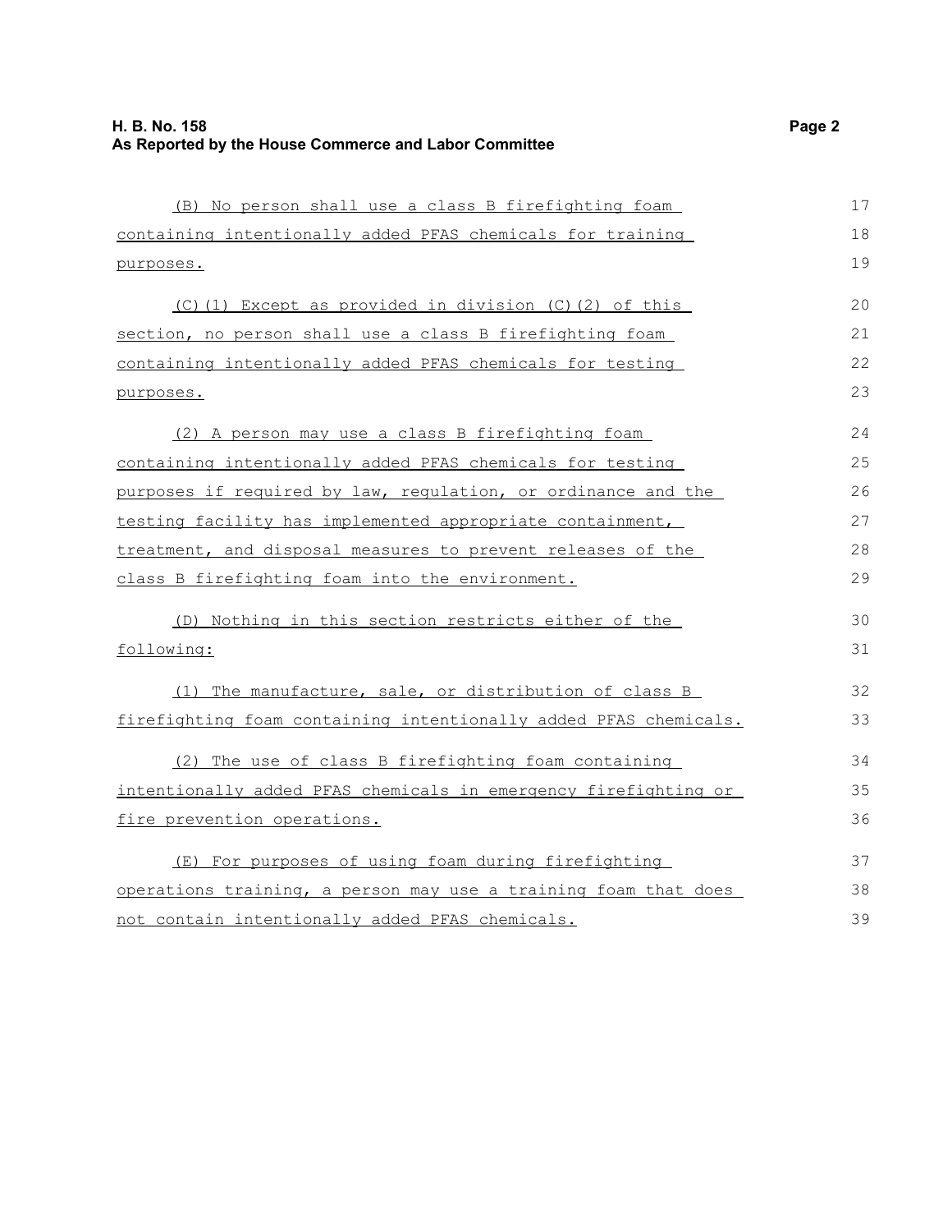(B) No person shall use a class B firefighting foam containing intentionally added PFAS chemicals for training purposes.

(C)(1) Except as provided in division (C)(2) of this section, no person shall use a class B firefighting foam containing intentionally added PFAS chemicals for testing purposes.

(2) A person may use a class B firefighting foam containing intentionally added PFAS chemicals for testing purposes if required by law, regulation, or ordinance and the testing facility has implemented appropriate containment, treatment, and disposal measures to prevent releases of the class B firefighting foam into the environment.

(D) Nothing in this section restricts either of the following:

(1) The manufacture, sale, or distribution of class B firefighting foam containing intentionally added PFAS chemicals.

(2) The use of class B firefighting foam containing intentionally added PFAS chemicals in emergency firefighting or fire prevention operations.

(E) For purposes of using foam during firefighting operations training, a person may use a training foam that does not contain intentionally added PFAS chemicals.